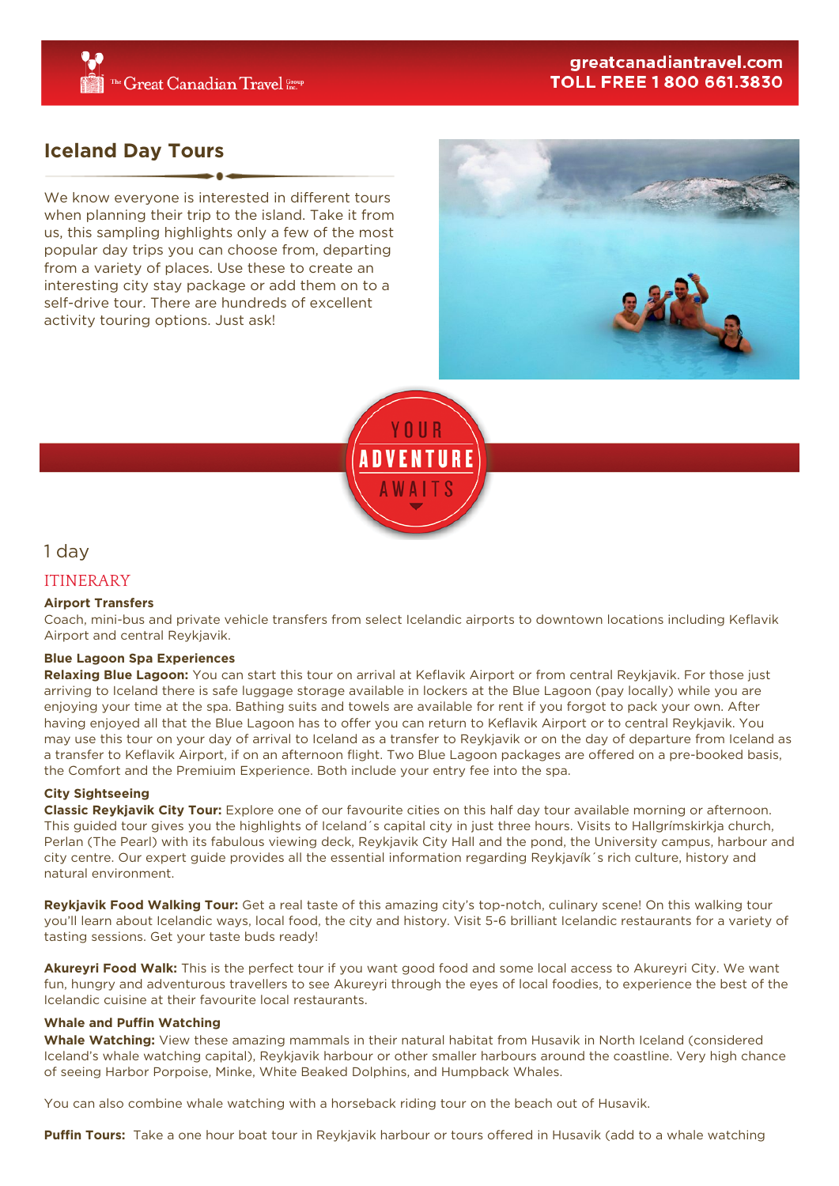# Iceland Day Tours

We know everyone is interested in different tours when planning their trip to the island. Take it from us, this sampling highlights only a few of the most popular day trips you can choose from, departing from a variety of places. Use these to create an interesting city stay package or add them on to a self-drive tour. There are hundreds of excellent activity touring options. Just ask!

YOUR ADVENTURE AWAITS

1 day

## ITINERARY

### Airport Transfers

Coach, mini-bus and private vehicle transfers from select Icelandic airports to downtown locations including Keflavik Airport and central Reykjavik.

### Blue Lagoon Spa Experiences

**Relaxing Blue Lagoon:** You can start this tour on arrival at Keflavik Airport or from central Reykjavik. For those just arriving to Iceland there is safe luggage storage available in lockers at the Blue Lagoon (pay locally) while you are enjoying your time at the spa. Bathing suits and towels are available for rent if you forgot to pack your own. After having enjoyed all that the Blue Lagoon has to offer you can return to Keflavik Airport or to central Reykjavik. You may use this tour on your day of arrival to Iceland as a transfer to Reykjavik or on the day of departure from Iceland as a transfer to Keflavik Airport, if on an afternoon flight. Two Blue Lagoon packages are offered on a pre-booked basis, the Comfort and the Premiuim Experience. Both include your entry fee into the spa.

### City Sightseeing

**Classic Reykjavik City Tour:** Explore one of our favourite cities on this half day tour available morning or afternoon. This guided tour gives you the highlights of Iceland´s capital city in just three hours. Visits to Hallgrímskirkja church, Perlan (The Pearl) with its fabulous viewing deck, Reykjavik City Hall and the pond, the University campus, harbour and city centre. Our expert guide provides all the essential information regarding Reykjavík´s rich culture, history and natural environment.

**Reykjavik Food Walking Tour:** Get a real taste of this amazing city's top-notch, culinary scene! On this walking tour you'll learn about Icelandic ways, local food, the city and history. Visit 5-6 brilliant Icelandic restaurants for a variety of tasting sessions. Get your taste buds ready!

**Akureyri Food Walk:** This is the perfect tour if you want good food and some local access to Akureyri City. We want fun, hungry and adventurous travellers to see Akureyri through the eyes of local foodies, to experience the best of the Icelandic cuisine at their favourite local restaurants.

### Whale and Puffin Watching

**Whale Watching:** View these amazing mammals in their natural habitat from Husavik in North Iceland (considered Iceland's whale watching capital), Reykjavik harbour or other smaller harbours around the coastline. Very high chance of seeing Harbor Porpoise, Minke, White Beaked Dolphins, and Humpback Whales.

You can also combine whale watching with a horseback riding tour on the beach out of Husavik.

**Puffin Tours:** Take a one hour boat tour in Reykjavik harbour or tours offered in Husavik (add to a whale watching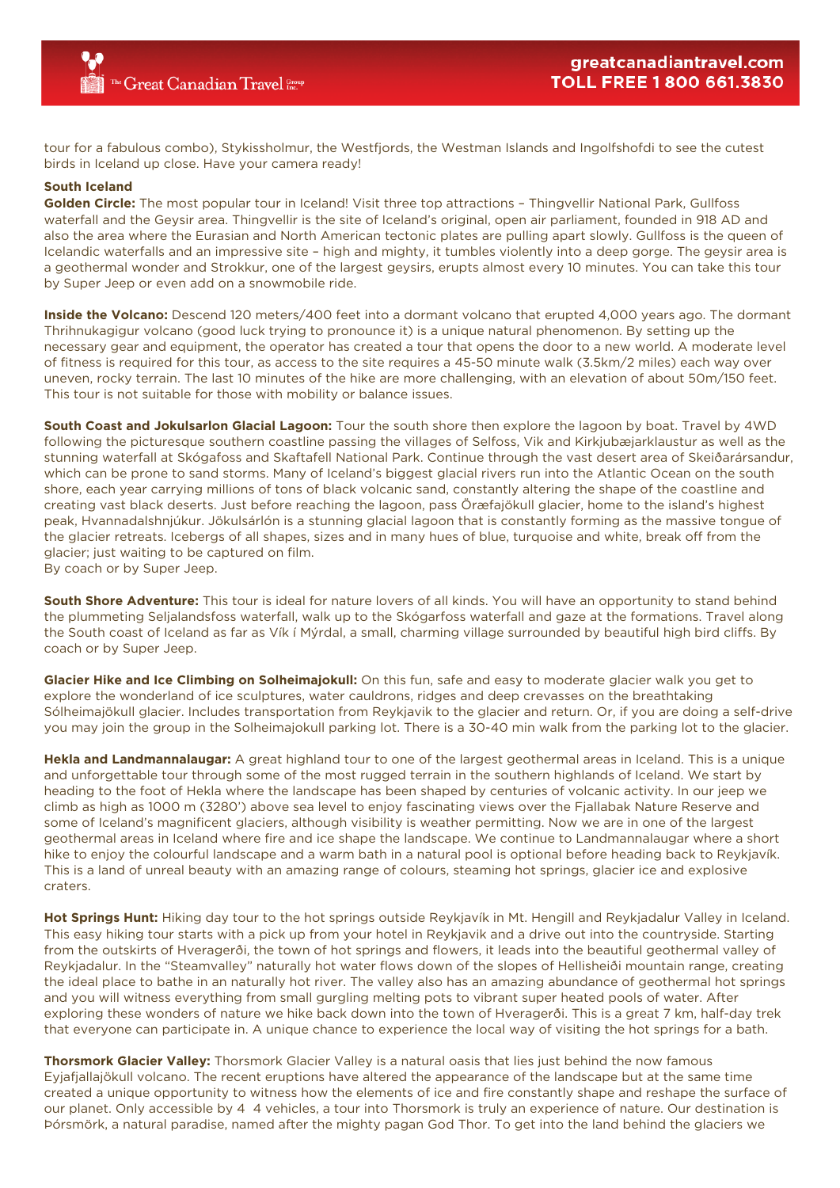tour for a fabulous combo), Stykisshólmur, the Westfjords, the Westman Islands and Ingolfshofdi to see the cutest birds in Iceland up close. Have your camera ready!

**South Iceland**

**Golden Circle:** The most popular tour in Iceland! Visit three top attractions – Thingvellir National Park, Gullfoss waterfall and the Geysir area. Thingvellir is the site of Iceland's original, open air parliament, founded in 918 AD and also the area where the Eurasian and North American tectonic plates are pulling apart slowly. Gullfoss is the queen of Icelandic waterfalls and an impressive site – high and mighty, it tumbles violently into a deep gorge. The geysir area is a geothermal wonder and Strokkur, one of the largest geysirs, erupts almost every 10 minutes. You can take this tour by Super Jeep or even add on a snowmobile ride.

**Inside the Volcano:** Descend 120 meters/400 feet into a dormant volcano that erupted 4,000 years ago. The dormant Thrihnukagigur volcano (good luck trying to pronounce it) is a unique natural phenomenon. By setting up the necessary gear and equipment, the operator has created a tour that opens the door to a new world. A moderate level of fitness is required for this tour, as access to the site requires a 45-50 minute walk (3.5km/2 miles) each way over uneven, rocky terrain. The last 10 minutes of the hike are more challenging, with an elevation of about 50m/150 feet. This tour is not suitable for those with mobility or balance issues.

**South Coast and Jokulsarlon Glacial Lagoon:** Tour the south shore then explore the lagoon by boat. Travel by 4WD following the picturesque southern coastline passing the villages of Selfoss, Vik and Kirkjubæjarklaustur as well as the stunning waterfall at Skógafoss and Skaftafell National Park. Continue through the vast desert area of Skeiðarársandur, which can be prone to sand storms. Many of Iceland's biggest glacial rivers run into the Atlantic Ocean on the south shore, each year carrying millions of tons of black volcanic sand, constantly altering the shape of the coastline and creating vast black deserts. Just before reaching the lagoon, pass Öræfajökull glacier, home to the island's highest peak, Hvannadalshnjúkur. Jökulsárlón is a stunning glacial lagoon that is constantly forming as the massive tongue of the glacier retreats. Icebergs of all shapes, sizes and in many hues of blue, turquoise and white, break off from the glacier; just waiting to be captured on film.
By coach or by Super Jeep.

**South Shore Adventure:** This tour is ideal for nature lovers of all kinds. You will have an opportunity to stand behind the plummeting Seljalandsfoss waterfall, walk up to the Skógarfoss waterfall and gaze at the formations. Travel along the South coast of Iceland as far as Vík í Mýrdal, a small, charming village surrounded by beautiful high bird cliffs. By coach or by Super Jeep.

**Glacier Hike and Ice Climbing on Solheimajokull:** On this fun, safe and easy to moderate glacier walk you get to explore the wonderland of ice sculptures, water cauldrons, ridges and deep crevasses on the breathtaking Sólheimajökull glacier. Includes transportation from Reykjavik to the glacier and return. Or, if you are doing a self-drive you may join the group in the Solheimajokull parking lot. There is a 30-40 min walk from the parking lot to the glacier.

**Hekla and Landmannalaugar:** A great highland tour to one of the largest geothermal areas in Iceland. This is a unique and unforgettable tour through some of the most rugged terrain in the southern highlands of Iceland. We start by heading to the foot of Hekla where the landscape has been shaped by centuries of volcanic activity. In our jeep we climb as high as 1000 m (3280') above sea level to enjoy fascinating views over the Fjallabak Nature Reserve and some of Iceland's magnificent glaciers, although visibility is weather permitting. Now we are in one of the largest geothermal areas in Iceland where fire and ice shape the landscape. We continue to Landmannalaugar where a short hike to enjoy the colourful landscape and a warm bath in a natural pool is optional before heading back to Reykjavík. This is a land of unreal beauty with an amazing range of colours, steaming hot springs, glacier ice and explosive craters.

**Hot Springs Hunt:** Hiking day tour to the hot springs outside Reykjavík in Mt. Hengill and Reykjadalur Valley in Iceland. This easy hiking tour starts with a pick up from your hotel in Reykjavik and a drive out into the countryside. Starting from the outskirts of Hveragerði, the town of hot springs and flowers, it leads into the beautiful geothermal valley of Reykjadalur. In the "Steamvalley" naturally hot water flows down of the slopes of Hellisheiði mountain range, creating the ideal place to bathe in an naturally hot river. The valley also has an amazing abundance of geothermal hot springs and you will witness everything from small gurgling melting pots to vibrant super heated pools of water. After exploring these wonders of nature we hike back down into the town of Hveragerði. This is a great 7 km, half-day trek that everyone can participate in. A unique chance to experience the local way of visiting the hot springs for a bath.

**Thorsmork Glacier Valley:** Thorsmork Glacier Valley is a natural oasis that lies just behind the now famous Eyjafjallajökull volcano. The recent eruptions have altered the appearance of the landscape but at the same time created a unique opportunity to witness how the elements of ice and fire constantly shape and reshape the surface of our planet. Only accessible by 4 4 vehicles, a tour into Thorsmork is truly an experience of nature. Our destination is Þórsmörk, a natural paradise, named after the mighty pagan God Thor. To get into the land behind the glaciers we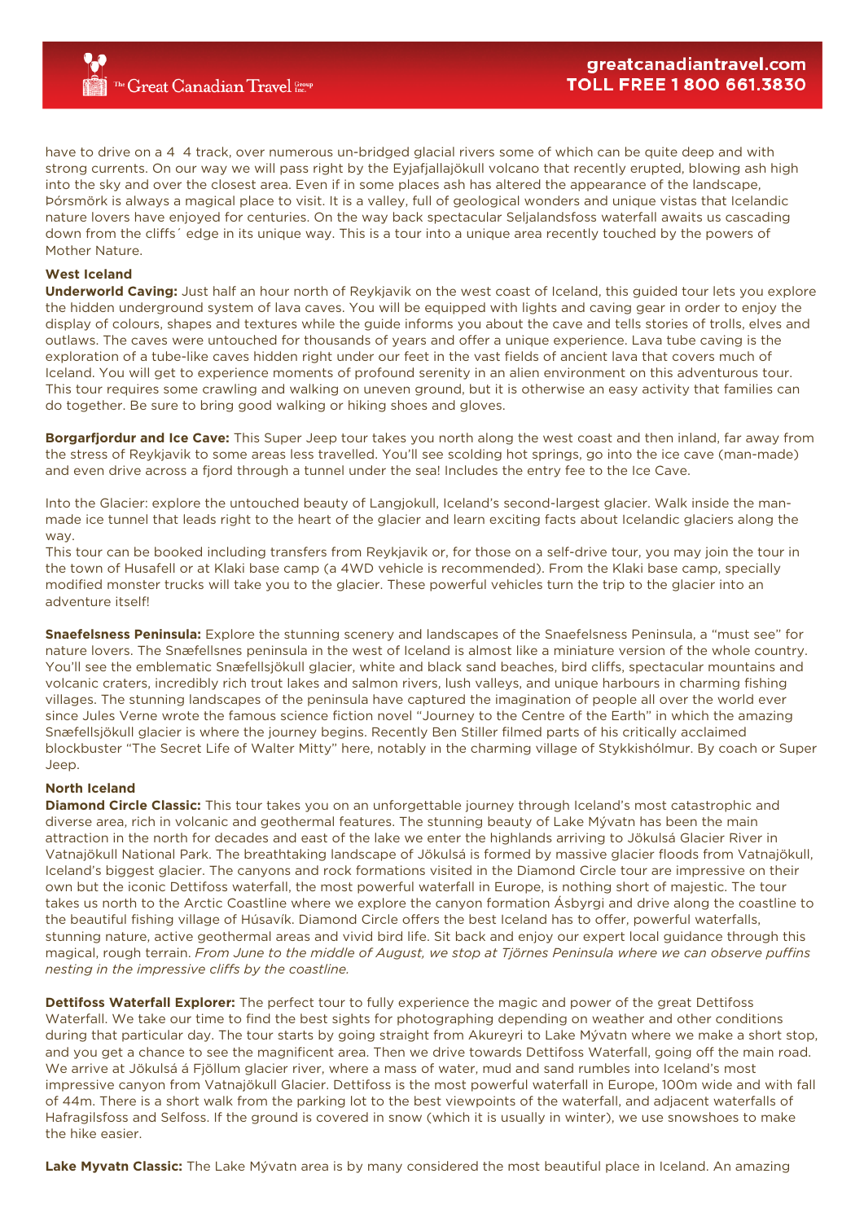have to drive on a 4  4 track, over numerous un-bridged glacial rivers some of which can be quite deep and with strong currents. On our way we will pass right by the Eyjafjallajökull volcano that recently erupted, blowing ash high into the sky and over the closest area. Even if in some places ash has altered the appearance of the landscape, Þórsmörk is always a magical place to visit. It is a valley, full of geological wonders and unique vistas that Icelandic nature lovers have enjoyed for centuries. On the way back spectacular Seljalandsfoss waterfall awaits us cascading down from the cliffs´ edge in its unique way. This is a tour into a unique area recently touched by the powers of Mother Nature.

**West Iceland**

**Underworld Caving:** Just half an hour north of Reykjavik on the west coast of Iceland, this guided tour lets you explore the hidden underground system of lava caves. You will be equipped with lights and caving gear in order to enjoy the display of colours, shapes and textures while the guide informs you about the cave and tells stories of trolls, elves and outlaws. The caves were untouched for thousands of years and offer a unique experience. Lava tube caving is the exploration of a tube-like caves hidden right under our feet in the vast fields of ancient lava that covers much of Iceland. You will get to experience moments of profound serenity in an alien environment on this adventurous tour. This tour requires some crawling and walking on uneven ground, but it is otherwise an easy activity that families can do together. Be sure to bring good walking or hiking shoes and gloves.

**Borgarfjordur and Ice Cave:** This Super Jeep tour takes you north along the west coast and then inland, far away from the stress of Reykjavik to some areas less travelled. You'll see scolding hot springs, go into the ice cave (man-made) and even drive across a fjord through a tunnel under the sea! Includes the entry fee to the Ice Cave.

Into the Glacier: explore the untouched beauty of Langjokull, Iceland's second-largest glacier. Walk inside the man-made ice tunnel that leads right to the heart of the glacier and learn exciting facts about Icelandic glaciers along the way.
This tour can be booked including transfers from Reykjavik or, for those on a self-drive tour, you may join the tour in the town of Husafell or at Klaki base camp (a 4WD vehicle is recommended). From the Klaki base camp, specially modified monster trucks will take you to the glacier. These powerful vehicles turn the trip to the glacier into an adventure itself!

**Snaefelsness Peninsula:** Explore the stunning scenery and landscapes of the Snaefelsness Peninsula, a "must see" for nature lovers. The Snæfellsnes peninsula in the west of Iceland is almost like a miniature version of the whole country. You'll see the emblematic Snæfellsjökull glacier, white and black sand beaches, bird cliffs, spectacular mountains and volcanic craters, incredibly rich trout lakes and salmon rivers, lush valleys, and unique harbours in charming fishing villages. The stunning landscapes of the peninsula have captured the imagination of people all over the world ever since Jules Verne wrote the famous science fiction novel "Journey to the Centre of the Earth" in which the amazing Snæfellsjökull glacier is where the journey begins. Recently Ben Stiller filmed parts of his critically acclaimed blockbuster "The Secret Life of Walter Mitty" here, notably in the charming village of Stykkishólmur. By coach or Super Jeep.

**North Iceland**

**Diamond Circle Classic:** This tour takes you on an unforgettable journey through Iceland's most catastrophic and diverse area, rich in volcanic and geothermal features. The stunning beauty of Lake Mývatn has been the main attraction in the north for decades and east of the lake we enter the highlands arriving to Jökulsá Glacier River in Vatnajökull National Park. The breathtaking landscape of Jökulsá is formed by massive glacier floods from Vatnajökull, Iceland's biggest glacier. The canyons and rock formations visited in the Diamond Circle tour are impressive on their own but the iconic Dettifoss waterfall, the most powerful waterfall in Europe, is nothing short of majestic. The tour takes us north to the Arctic Coastline where we explore the canyon formation Ásbyrgi and drive along the coastline to the beautiful fishing village of Húsavík. Diamond Circle offers the best Iceland has to offer, powerful waterfalls, stunning nature, active geothermal areas and vivid bird life. Sit back and enjoy our expert local guidance through this magical, rough terrain. *From June to the middle of August, we stop at Tjörnes Peninsula where we can observe puffins nesting in the impressive cliffs by the coastline.*

**Dettifoss Waterfall Explorer:** The perfect tour to fully experience the magic and power of the great Dettifoss Waterfall. We take our time to find the best sights for photographing depending on weather and other conditions during that particular day. The tour starts by going straight from Akureyri to Lake Mývatn where we make a short stop, and you get a chance to see the magnificent area. Then we drive towards Dettifoss Waterfall, going off the main road. We arrive at Jökulsá á Fjöllum glacier river, where a mass of water, mud and sand rumbles into Iceland's most impressive canyon from Vatnajökull Glacier. Dettifoss is the most powerful waterfall in Europe, 100m wide and with fall of 44m. There is a short walk from the parking lot to the best viewpoints of the waterfall, and adjacent waterfalls of Hafragilsfoss and Selfoss. If the ground is covered in snow (which it is usually in winter), we use snowshoes to make the hike easier.

**Lake Myvatn Classic:** The Lake Mývatn area is by many considered the most beautiful place in Iceland. An amazing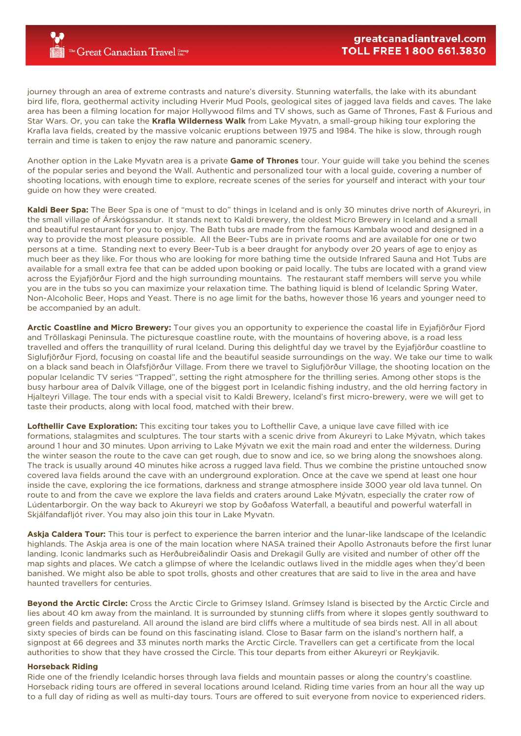journey through an area of extreme contrasts and nature's diversity. Stunning waterfalls, the lake with its abundant bird life, flora, geothermal activity including Hverir Mud Pools, geological sites of jagged lava fields and caves. The lake area has been a filming location for major Hollywood films and TV shows, such as Game of Thrones, Fast & Furious and Star Wars. Or, you can take the **Krafla Wilderness Walk** from Lake Myvatn, a small-group hiking tour exploring the Krafla lava fields, created by the massive volcanic eruptions between 1975 and 1984. The hike is slow, through rough terrain and time is taken to enjoy the raw nature and panoramic scenery.

Another option in the Lake Myvatn area is a private **Game of Thrones** tour. Your guide will take you behind the scenes of the popular series and beyond the Wall. Authentic and personalized tour with a local guide, covering a number of shooting locations, with enough time to explore, recreate scenes of the series for yourself and interact with your tour guide on how they were created.

**Kaldi Beer Spa:** The Beer Spa is one of "must to do" things in Iceland and is only 30 minutes drive north of Akureyri, in the small village of Árskógssandur. It stands next to Kaldi brewery, the oldest Micro Brewery in Iceland and a small and beautiful restaurant for you to enjoy. The Bath tubs are made from the famous Kambala wood and designed in a way to provide the most pleasure possible. All the Beer-Tubs are in private rooms and are available for one or two persons at a time. Standing next to every Beer-Tub is a beer draught for anybody over 20 years of age to enjoy as much beer as they like. For thous who are looking for more bathing time the outside Infrared Sauna and Hot Tubs are available for a small extra fee that can be added upon booking or paid locally. The tubs are located with a grand view across the Eyjafjörður Fjord and the high surrounding mountains. The restaurant staff members will serve you while you are in the tubs so you can maximize your relaxation time. The bathing liquid is blend of Icelandic Spring Water, Non-Alcoholic Beer, Hops and Yeast. There is no age limit for the baths, however those 16 years and younger need to be accompanied by an adult.

**Arctic Coastline and Micro Brewery:** Tour gives you an opportunity to experience the coastal life in Eyjafjörður Fjord and Tröllaskagi Peninsula. The picturesque coastline route, with the mountains of hovering above, is a road less travelled and offers the tranquillity of rural Iceland. During this delightful day we travel by the Eyjafjörður coastline to Siglufjörður Fjord, focusing on coastal life and the beautiful seaside surroundings on the way. We take our time to walk on a black sand beach in Ólafsfjörður Village. From there we travel to Siglufjörður Village, the shooting location on the popular Icelandic TV series "Trapped", setting the right atmosphere for the thrilling series. Among other stops is the busy harbour area of Dalvík Village, one of the biggest port in Icelandic fishing industry, and the old herring factory in Hjalteyri Village. The tour ends with a special visit to Kaldi Brewery, Iceland's first micro-brewery, were we will get to taste their products, along with local food, matched with their brew.

**Lofthellir Cave Exploration:** This exciting tour takes you to Lofthellir Cave, a unique lave cave filled with ice formations, stalagmites and sculptures. The tour starts with a scenic drive from Akureyri to Lake Mývatn, which takes around 1 hour and 30 minutes. Upon arriving to Lake Mývatn we exit the main road and enter the wilderness. During the winter season the route to the cave can get rough, due to snow and ice, so we bring along the snowshoes along. The track is usually around 40 minutes hike across a rugged lava field. Thus we combine the pristine untouched snow covered lava fields around the cave with an underground exploration. Once at the cave we spend at least one hour inside the cave, exploring the ice formations, darkness and strange atmosphere inside 3000 year old lava tunnel. On route to and from the cave we explore the lava fields and craters around Lake Mývatn, especially the crater row of Lúdentarborgir. On the way back to Akureyri we stop by Goðafoss Waterfall, a beautiful and powerful waterfall in Skjálfandafljót river. You may also join this tour in Lake Myvatn.

**Askja Caldera Tour:** This tour is perfect to experience the barren interior and the lunar-like landscape of the Icelandic highlands. The Askja area is one of the main location where NASA trained their Apollo Astronauts before the first lunar landing. Iconic landmarks such as Herðubreiðalindir Oasis and Drekagil Gully are visited and number of other off the map sights and places. We catch a glimpse of where the Icelandic outlaws lived in the middle ages when they'd been banished. We might also be able to spot trolls, ghosts and other creatures that are said to live in the area and have haunted travellers for centuries.

**Beyond the Arctic Circle:** Cross the Arctic Circle to Grimsey Island. Grímsey Island is bisected by the Arctic Circle and lies about 40 km away from the mainland. It is surrounded by stunning cliffs from where it slopes gently southward to green fields and pastureland. All around the island are bird cliffs where a multitude of sea birds nest. All in all about sixty species of birds can be found on this fascinating island. Close to Basar farm on the island's northern half, a signpost at 66 degrees and 33 minutes north marks the Arctic Circle. Travellers can get a certificate from the local authorities to show that they have crossed the Circle. This tour departs from either Akureyri or Reykjavik.

**Horseback Riding**

Ride one of the friendly Icelandic horses through lava fields and mountain passes or along the country's coastline. Horseback riding tours are offered in several locations around Iceland. Riding time varies from an hour all the way up to a full day of riding as well as multi-day tours. Tours are offered to suit everyone from novice to experienced riders.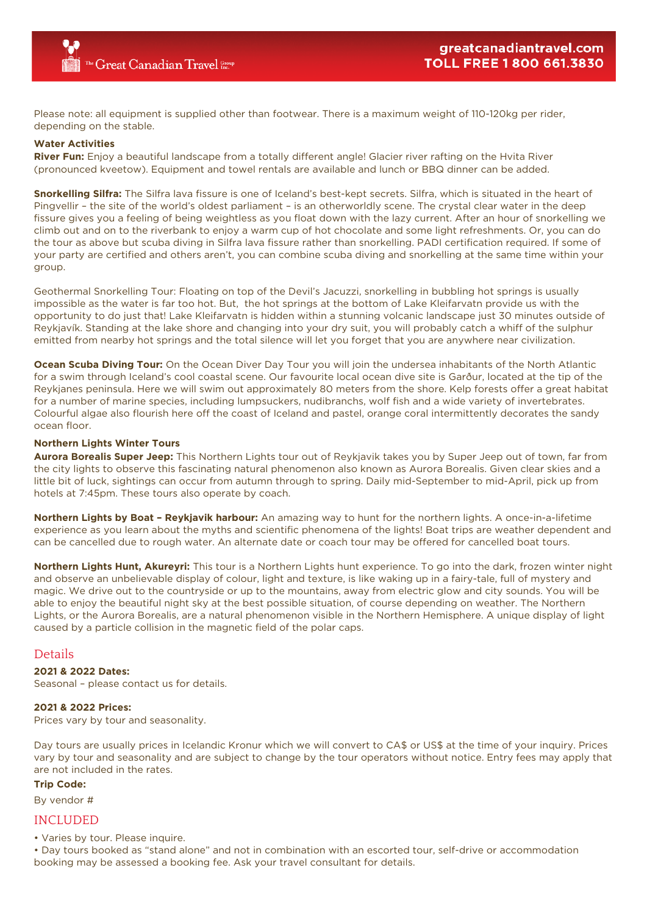Please note: all equipment is supplied other than footwear. There is a maximum weight of 110-120kg per rider, depending on the stable.

**Water Activities**

**River Fun:** Enjoy a beautiful landscape from a totally different angle! Glacier river rafting on the Hvita River (pronounced kveetow). Equipment and towel rentals are available and lunch or BBQ dinner can be added.

**Snorkelling Silfra:** The Silfra lava fissure is one of Iceland's best-kept secrets. Silfra, which is situated in the heart of Þingvellir – the site of the world's oldest parliament – is an otherworldly scene. The crystal clear water in the deep fissure gives you a feeling of being weightless as you float down with the lazy current. After an hour of snorkelling we climb out and on to the riverbank to enjoy a warm cup of hot chocolate and some light refreshments. Or, you can do the tour as above but scuba diving in Silfra lava fissure rather than snorkelling. PADI certification required. If some of your party are certified and others aren't, you can combine scuba diving and snorkelling at the same time within your group.

Geothermal Snorkelling Tour: Floating on top of the Devil's Jacuzzi, snorkelling in bubbling hot springs is usually impossible as the water is far too hot. But, the hot springs at the bottom of Lake Kleifarvatn provide us with the opportunity to do just that! Lake Kleifarvatn is hidden within a stunning volcanic landscape just 30 minutes outside of Reykjavík. Standing at the lake shore and changing into your dry suit, you will probably catch a whiff of the sulphur emitted from nearby hot springs and the total silence will let you forget that you are anywhere near civilization.

**Ocean Scuba Diving Tour:** On the Ocean Diver Day Tour you will join the undersea inhabitants of the North Atlantic for a swim through Iceland's cool coastal scene. Our favourite local ocean dive site is Garður, located at the tip of the Reykjanes peninsula. Here we will swim out approximately 80 meters from the shore. Kelp forests offer a great habitat for a number of marine species, including lumpsuckers, nudibranchs, wolf fish and a wide variety of invertebrates. Colourful algae also flourish here off the coast of Iceland and pastel, orange coral intermittently decorates the sandy ocean floor.

**Northern Lights Winter Tours**

**Aurora Borealis Super Jeep:** This Northern Lights tour out of Reykjavik takes you by Super Jeep out of town, far from the city lights to observe this fascinating natural phenomenon also known as Aurora Borealis. Given clear skies and a little bit of luck, sightings can occur from autumn through to spring. Daily mid-September to mid-April, pick up from hotels at 7:45pm. These tours also operate by coach.

**Northern Lights by Boat – Reykjavik harbour:** An amazing way to hunt for the northern lights. A once-in-a-lifetime experience as you learn about the myths and scientific phenomena of the lights! Boat trips are weather dependent and can be cancelled due to rough water. An alternate date or coach tour may be offered for cancelled boat tours.

**Northern Lights Hunt, Akureyri:** This tour is a Northern Lights hunt experience. To go into the dark, frozen winter night and observe an unbelievable display of colour, light and texture, is like waking up in a fairy-tale, full of mystery and magic. We drive out to the countryside or up to the mountains, away from electric glow and city sounds. You will be able to enjoy the beautiful night sky at the best possible situation, of course depending on weather. The Northern Lights, or the Aurora Borealis, are a natural phenomenon visible in the Northern Hemisphere. A unique display of light caused by a particle collision in the magnetic field of the polar caps.

## Details

**2021 & 2022 Dates:**
Seasonal – please contact us for details.

**2021 & 2022 Prices:**
Prices vary by tour and seasonality.

Day tours are usually prices in Icelandic Kronur which we will convert to CA$ or US$ at the time of your inquiry. Prices vary by tour and seasonality and are subject to change by the tour operators without notice. Entry fees may apply that are not included in the rates.

**Trip Code:**

By vendor #

## INCLUDED

- Varies by tour. Please inquire.
- Day tours booked as "stand alone" and not in combination with an escorted tour, self-drive or accommodation booking may be assessed a booking fee. Ask your travel consultant for details.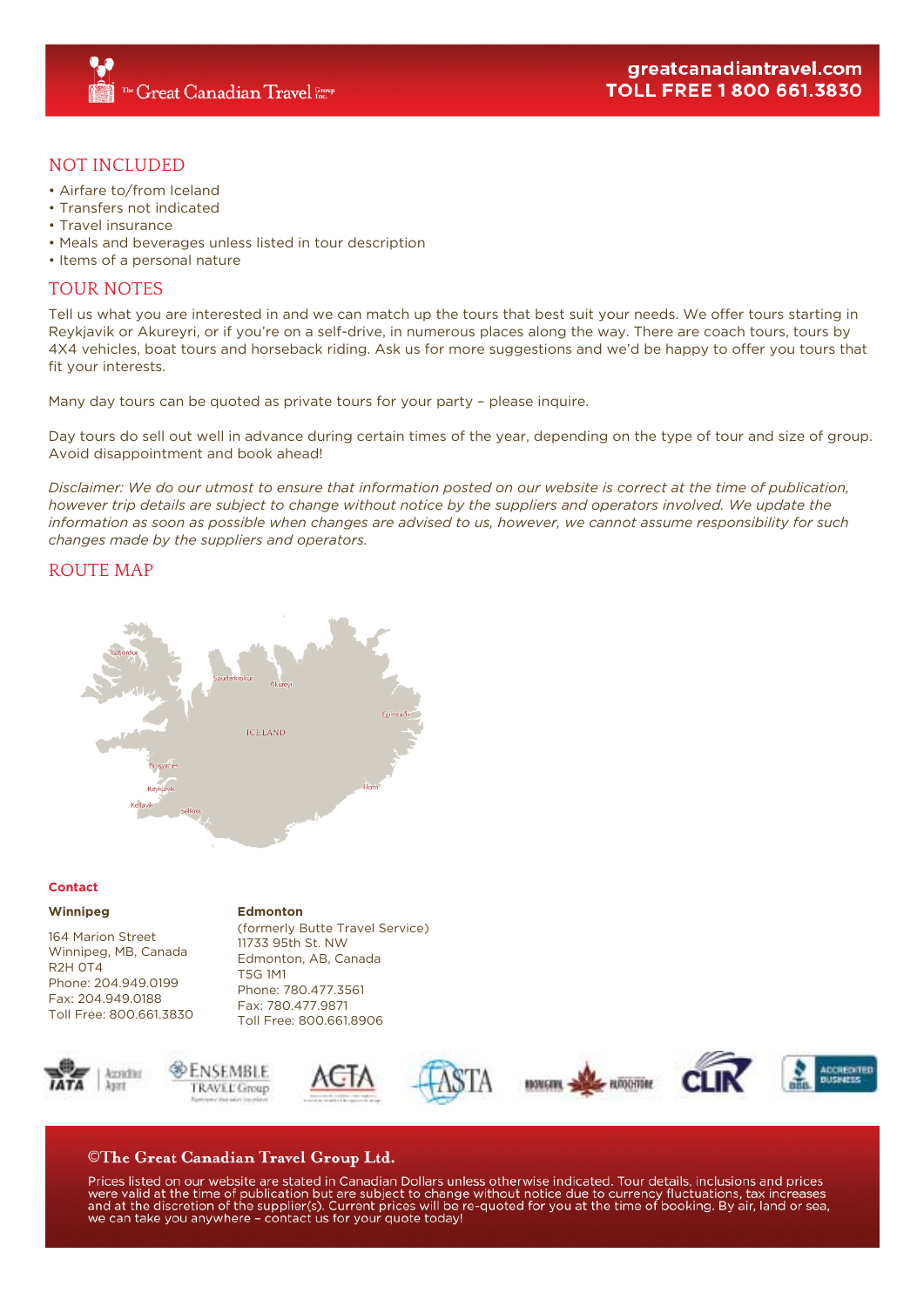## NOT INCLUDED

- Airfare to/from Iceland
- Transfers not indicated
- Travel insurance
- Meals and beverages unless listed in tour description
- Items of a personal nature

## TOUR NOTES

Tell us what you are interested in and we can match up the tours that best suit your needs. We offer tours starting in Reykjavik or Akureyri, or if you're on a self-drive, in numerous places along the way. There are coach tours, tours by 4X4 vehicles, boat tours and horseback riding. Ask us for more suggestions and we'd be happy to offer you tours that fit your interests.

Many day tours can be quoted as private tours for your party – please inquire.

Day tours do sell out well in advance during certain times of the year, depending on the type of tour and size of group. Avoid disappointment and book ahead!

*Disclaimer: We do our utmost to ensure that information posted on our website is correct at the time of publication, however trip details are subject to change without notice by the suppliers and operators involved. We update the information as soon as possible when changes are advised to us, however, we cannot assume responsibility for such changes made by the suppliers and operators.*

## ROUTE MAP

Isafordur
Saudarkrokur
Akureyri
Egilsstadir
ICELAND
Thingvellir
Reykjavik
Keflavik
Selfoss
Hofn

**Contact**

**Winnipeg**

164 Marion Street
Winnipeg, MB, Canada
R2H 0T4
Phone: 204.949.0199
Fax: 204.949.0188
Toll Free: 800.661.3830

**Edmonton**

(formerly Butte Travel Service)
11733 95th St. NW
Edmonton, AB, Canada
T5G 1M1
Phone: 780.477.3561
Fax: 780.477.9871
Toll Free: 800.661.8906

**©The Great Canadian Travel Group Ltd.**

Prices listed on our website are stated in Canadian Dollars unless otherwise indicated. Tour details, inclusions and prices were valid at the time of publication but are subject to change without notice due to currency fluctuations, tax increases and at the discretion of the supplier(s). Current prices will be re-quoted for you at the time of booking. By air, land or sea, we can take you anywhere – contact us for your quote today!